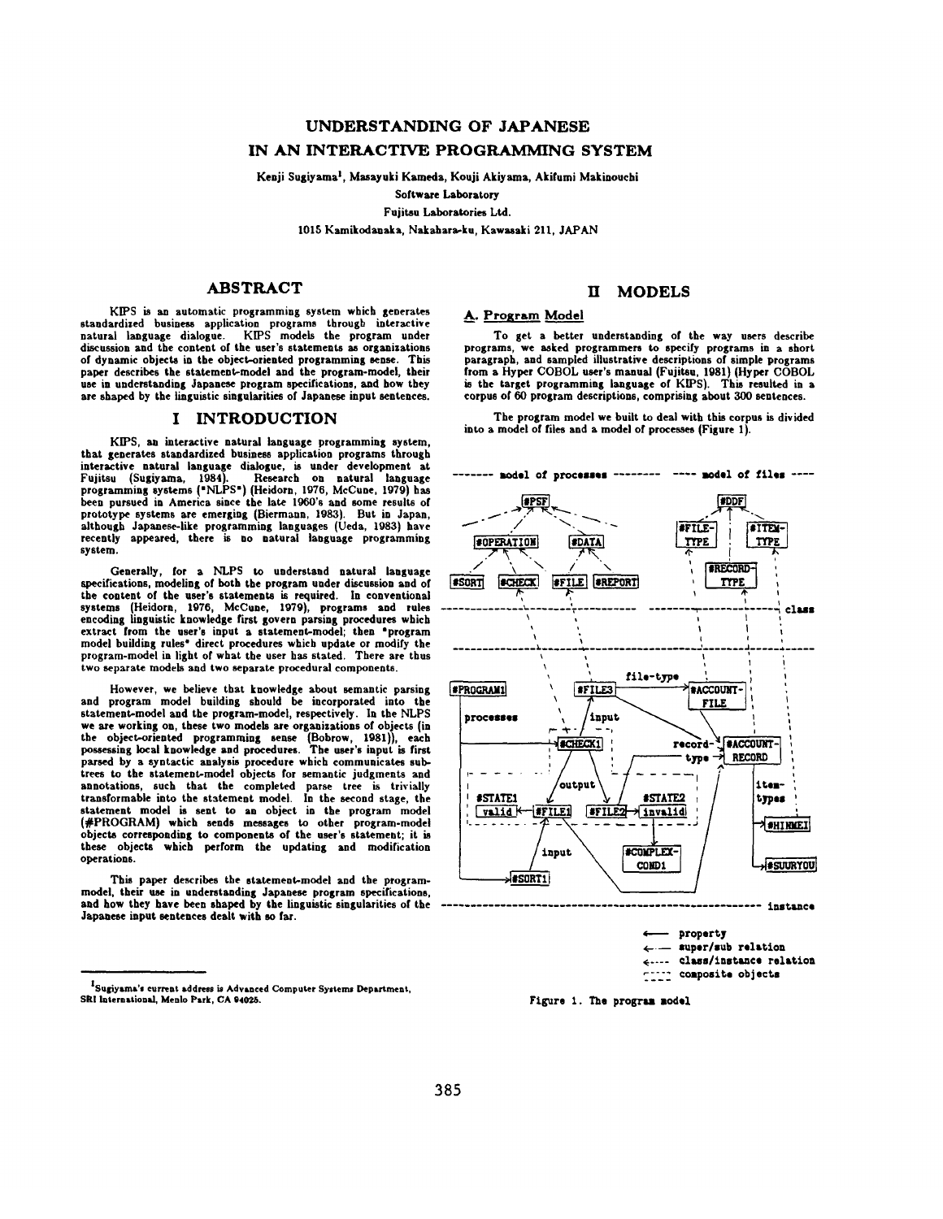# UNDERSTANDING OF JAPANESE IN AN INTERACTIVE PROGRAMMING SYSTEM

Kenji Sugiyama[1], Masayuki Kameda, Kouji Akiyama, Akifumi Makinouchi

Software Laboratory

Fujitsu Laboratories Ltd.

1015 Kamikodanaka, Nakahara-ku, Kawasaki 211, JAPAN

## ABSTRACT

KIPS is an automatic programming system which generates standardized business application programs through interactive natural language dialogue. KIPS models the program under discussion and the content of the user's statements as organizations of dynamic objects in the object-oriented programming sense. This paper describes the statement-model and the program-model, their use in understanding Japanese program specifications, and how they are shaped by the linguistic singularities of Japanese input sentences.

## I INTRODUCTION

KIPS, an interactive natural language programming system, that generates standardized business application programs through interactive natural language dialogue, is under development at Fujitsu (Sugiyama, 1984). Research on natural language programming systems ("NLPS") (Heidorn, 1976, McCune, 1979) has been pursued in America since the late 1960's and some results of prototype systems are emerging (Biermann, 1983). But in Japan, although Japanese-like programming languages (Ueda, 1983) have recently appeared, there is no natural language programming system.

Generally, for a NLPS to understand natural language specifications, modeling of both the program under discussion and of the content of the user's statements is required. In conventional systems (Heidorn, 1976, McCune, 1979), programs and rules encoding linguistic knowledge first govern parsing procedures which extract from the user's input a statement-model; then "program model building rules" direct procedures which update or modify the program-model in light of what the user has stated. There are thus two separate models and two separate procedural components.

However, we believe that knowledge about semantic parsing and program model building should be incorporated into the statement-model and the program-model, respectively. In the NLPS we are working on, these two models are organizations of objects (in the object-oriented programming sense (Bobrow, 1981)), each possessing local knowledge and procedures. The user's input is first parsed by a syntactic analysis procedure which communicates sub-trees to the statement-model objects for semantic judgments and annotations, such that the completed parse tree is trivially transformable into the statement model. In the second stage, the statement model is sent to an object in the program model (#PROGRAM) which sends messages to other program-model objects corresponding to components of the user's statement; it is these objects which perform the updating and modification operations.

This paper describes the statement-model and the program-model, their use in understanding Japanese program specifications, and how they have been shaped by the linguistic singularities of the Japanese input sentences dealt with so far.

[1] Sugiyama's current address is Advanced Computer Systems Department, SRI International, Menlo Park, CA 94025.

## II MODELS

### A. Program Model

To get a better understanding of the way users describe programs, we asked programmers to specify programs in a short paragraph, and sampled illustrative descriptions of simple programs from a Hyper COBOL user's manual (Fujitsu, 1981) (Hyper COBOL is the target programming language of KIPS). This resulted in a corpus of 60 program descriptions, comprising about 300 sentences.

The program model we built to deal with this corpus is divided into a model of files and a model of processes (Figure 1).

Figure 1. The program model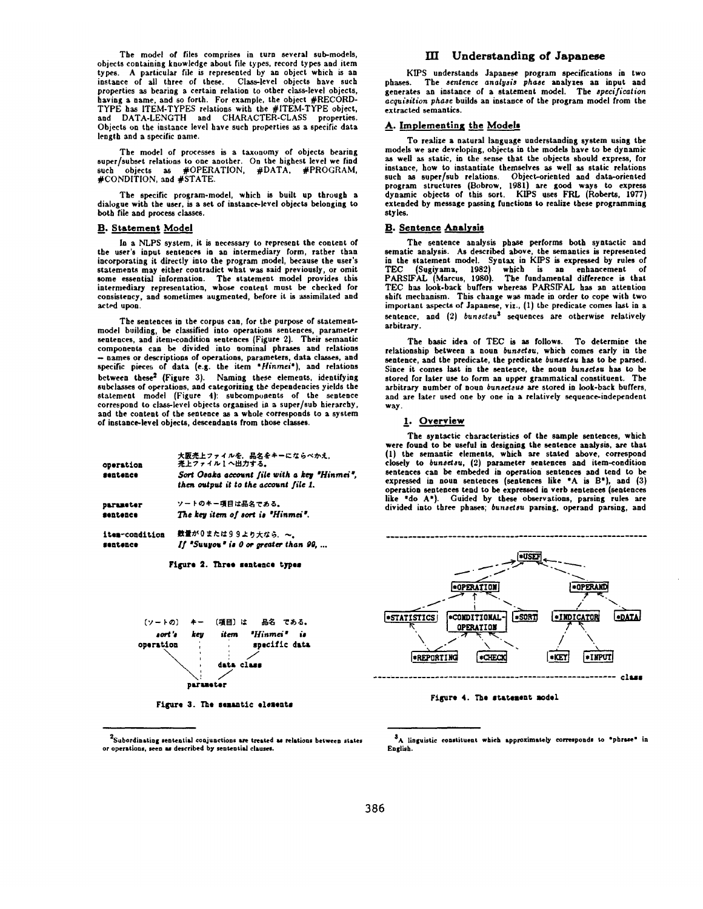The model of files comprises in turn several sub-models, objects containing knowledge about file types, record types and item types. A particular file is represented by an object which is an instance of all three of these. Class-level objects have such properties as bearing a certain relation to other class-level objects, having a name, and so forth. For example, the object #RECORD-TYPE has ITEM-TYPES relations with the #ITEM-TYPE object, and DATA-LENGTH and CHARACTER-CLASS properties. Objects on the instance level have such properties as a specific data length and a specific name.

The model of processes is a taxonomy of objects bearing super/subset relations to one another. On the highest level we find such objects as #OPERATION, #DATA, #PROGRAM, #CONDITION, and #STATE.

The specific program-model, which is built up through a dialogue with the user, is a set of instance-level objects belonging to both file and process classes.

## B. Statement Model

In a NLPS system, it is necessary to represent the content of the user's input sentences in an intermediary form, rather than incorporating it directly into the program model, because the user's statements may either contradict what was said previously, or omit some essential information. The statement model provides this intermediary representation, whose content must be checked for consistency, and sometimes augmented, before it is assimilated and acted upon.

The sentences in the corpus can, for the purpose of statement-model building, be classified into operations sentences, parameter sentences, and item-condition sentences (Figure 2). Their semantic components can be divided into nominal phrases and relations — names or descriptions of operations, parameters, data classes, and specific pieces of data (e.g. the item "*Hinmei*"), and relations between these[2] (Figure 3). Naming these elements, identifying subclasses of operations, and categorizing the dependencies yields the statement model (Figure 4): subcomponents of the sentence correspond to class-level objects organised in a super/sub hierarchy, and the content of the sentence as a whole corresponds to a system of instance-level objects, descendants from those classes.

| | |
|---|---|
| **operation sentence** | 大阪売上ファイルを，品名をキーにならべかえ，売上ファイル１へ出力する。<br>*Sort Osaka account file with a key "Hinmei", then output it to the account file 1.* |
| **parameter sentence** | ソートのキー項目は品名である。<br>*The key item of sort is "Hinmei".* |
| **item-condition sentence** | 数量が０または９９より大なら，～。<br>*If "Suuyou" is 0 or greater than 99, ...* |

**Figure 2. Three sentence types**

```
(ソートの)   キー   (項目) は    品名   である。
 sort's      key    item     "Hinmei"   is
operation     :       :        specific data
     \        :       :       /
      \       :    data class
       \      :     /
        parameter
```

**Figure 3. The semantic elements**

[2] Subordinating sentential conjunctions are treated as relations between states or operations, seen as described by sentential clauses.

# III Understanding of Japanese

KIPS understands Japanese program specifications in two phases. The *sentence analysis phase* analyzes an input and generates an instance of a statement model. The *specification acquisition phase* builds an instance of the program model from the extracted semantics.

## A. Implementing the Models

To realize a natural language understanding system using the models we are developing, objects in the models have to be dynamic as well as static, in the sense that the objects should express, for instance, how to instantiate themselves as well as static relations such as super/sub relations. Object-oriented and data-oriented program structures (Bobrow, 1981) are good ways to express dynamic objects of this sort. KIPS uses FRL (Roberts, 1977) extended by message passing functions to realize these programming styles.

## B. Sentence Analysis

The sentence analysis phase performs both syntactic and sematic analysis. As described above, the semantics is represented in the statement model. Syntax in KIPS is expressed by rules of TEC (Sugiyama, 1982) which is an enhancement of PARSIFAL (Marcus, 1980). The fundamental difference is that TEC has look-back buffers whereas PARSIFAL has an attention shift mechanism. This change was made in order to cope with two important aspects of Japanese, viz., (1) the predicate comes last in a sentence, and (2) *bunsetsu*[3] sequences are otherwise relatively arbitrary.

The basic idea of TEC is as follows. To determine the relationship between a noun *bunsetsu*, which comes early in the sentence, and the predicate, the predicate *bunsetsu* has to be parsed. Since it comes last in the sentence, the noun *bunsetsu* has to be stored for later use to form an upper grammatical constituent. The arbitrary number of noun *bunsetsus* are stored in look-back buffers, and are later used one by one in a relatively sequence-independent way.

### 1. Overview

The syntactic characteristics of the sample sentences, which were found to be useful in designing the sentence analysis, are that (1) the semantic elements, which are stated above, correspond closely to *bunsetsu*, (2) parameter sentences and item-condition sentences can be embeded in operation sentences and tend to be expressed in noun sentences (sentences like "A is B"), and (3) operation sentences tend to be expressed in verb sentences (sentences like "do A"). Guided by these observations, parsing rules are divided into three phases; *bunsetsu* parsing, operand parsing, and

```
                          *USER
                        /       \
               *OPERATION        *OPERAND
              /     |     \       /      \
    *STATISTICS *CONDITIONAL- *SORT  *INDICATOR  *DATA
                 OPERATION            /     \
               /          \        *KEY    *INPUT
       *REPORTING        *CHECK
------------------------------------------------------ class
```

**Figure 4. The statement model**

[3] A linguistic constituent which approximately corresponds to "phrase" in English.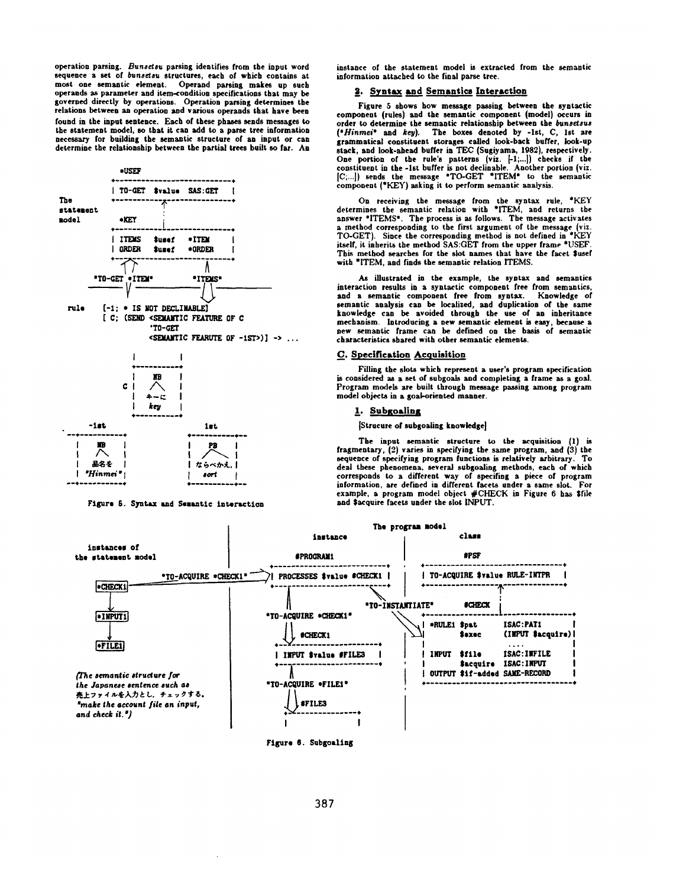operation parsing. *Bunsetsu* parsing identifies from the input word sequence a set of *bunsetsu* structures, each of which contains at most one semantic element. Operand parsing makes up such operands as parameter and item-condition specifications that may be governed directly by operations. Operation parsing determines the relations between an operation and various operands that have been found in the input sentence. Each of these phases sends messages to the statement model, so that it can add to a parse tree information necessary for building the semantic structure of an input or can determine the relationship between the partial trees built so far. An instance of the statement model is extracted from the semantic information attached to the final parse tree.

```
                         *USEF
                   +---------------------------+
                   | TO-GET  $value  SAS:GET   |
The                +------------↑--------------+
statement                       :
model                    *KEY   :
                   +------------:--------------+
                   | ITEMS   $usef   *ITEM     |
                   | ORDER   $usef   *ORDER    |
                   +---------------------------+
                      ↑↑                ∧
           "TO-GET *ITEM"           "ITEMS"
       ----------\/----------------/  \-----------
rule       [-1; * IS NOT DECLINABLE]
           [ C; (SEND <SEMANTIC FEATURE OF C
                      'TO-GET
                      <SEMANTIC FEARUTE OF -1ST>)] -> ...

                   |            |
                   +------------+
                   |     NB     |
                 C |     /\     |
                   |    キーに   |
                   |    key     |
                   +------------+
      -1st                                  1st
  --+------------+                   +------------+--
    |    NB      |                   |     PB     |
    |    /\      |                   |     /\     |
    |  品名を     |                   |  ならべかえ.  |
    | "Hinmei"   |                   |    sort    |
  --+------------+                   +------------+--
```

Figure 5. Syntax and Semantic Interaction

### 2. Syntax and Semantics Interaction

Figure 5 shows how message passing between the syntactic component (rules) and the semantic component (model) occurs in order to determine the semantic relationship between the *bunsetsus* ("*Hinmei*" and *key*). The boxes denoted by -1st, C, 1st are grammatical constituent storages called look-back buffer, look-up stack, and look-ahead buffer in TEC (Sugiyama, 1982), respectively. One portion of the rule's patterns (viz. [-1;...]) checks if the constituent in the -1st buffer is not declinable. Another portion (viz. [C;...]) sends the message "TO-GET "ITEM" to the semantic component (*KEY) asking it to perform semantic analysis.

On receiving the message from the syntax rule, *KEY determines the semantic relation with *ITEM, and returns the answer "ITEMS". The process is as follows. The message activates a method corresponding to the first argument of the message (viz. TO-GET). Since the corresponding method is not defined in *KEY itself, it inherits the method SAS:GET from the upper frame *USEF. This method searches for the slot names that have the facet $usef with *ITEM, and finds the semantic relation ITEMS.

As illustrated in the example, the syntax and semantics interaction results in a syntactic component free from semantics, and a semantic component free from syntax. Knowledge of semantic analysis can be localized, and duplication of the same knowledge can be avoided through the use of an inheritance mechanism. Introducing a new semantic element is easy, because a new semantic frame can be defined on the basis of semantic characteristics shared with other semantic elements.

## C. Specification Acquisition

Filling the slots which represent a user's program specification is considered as a set of subgoals and completing a frame as a goal. Program models are built through message passing among program model objects in a goal-oriented manner.

### 1. Subgoaling

[Strucure of subgoaling knowledge]

The input semantic structure to the acquisition (1) is fragmentary, (2) varies in specifying the same program, and (3) the sequence of specifying program functions is relatively arbitrary. To deal these phenomena, several subgoaling methods, each of which corresponds to a different way of specifing a piece of program information, are defined in different facets under a same slot. For example, a program model object #CHECK in Figure 6 has $file and $acquire facets under the slot INPUT.

```
                                    |               The program model
                                    |          instance          |             class
 instances of                       |                            |
 the statement model                |        #PROGRAM1           |             #PSF
                                    |  +-------------------------+   +--------------------------------+
              "TO-ACQUIRE *CHECK1"  |  | PROCESSES $value #CHECK1|   | TO-ACQUIRE $value RULE-INTPR   |
 [*CHECK1] -------------------------+->+-------------------------+   +---------------↑----------------+
     |                              |         ∧          \                           :
     ↓                              |         |       "TO-INSTANTIATE"    #CHECK     :
 [*INPUT1]                          |  "TO-ACQUIRE *CHECK1"   \      +---------------:----------------+
     |                              |         ||               \     | *RULE1 $pat      ISAC:PAT1     |
     ↓                              |         \/ #CHECK1        \--->|        $exec     (INPUT $acquire)|
 [*FILE1]                           |  +-------------------------+   |                  ....          |
                                    |  | INPUT $value #FILE3     |   | INPUT  $file     ISAC:INFILE   |
                                    |  +-------------------------+   |        $acquire  ISAC:INPUT    |
 (The semantic structure for        |         ∧                      | OUTPUT $if-added SAME-RECORD   |
 the Japanese sentence such as      |  "TO-ACQUIRE *FILE1"           +--------------------------------+
 売上ファイルを入力とし, チェックする.   |         ||
 "make the account file an input,   |         \/ #FILE3
 and check it.")                    |  +---------------+
                                    |  |               |
```

Figure 6. Subgoaling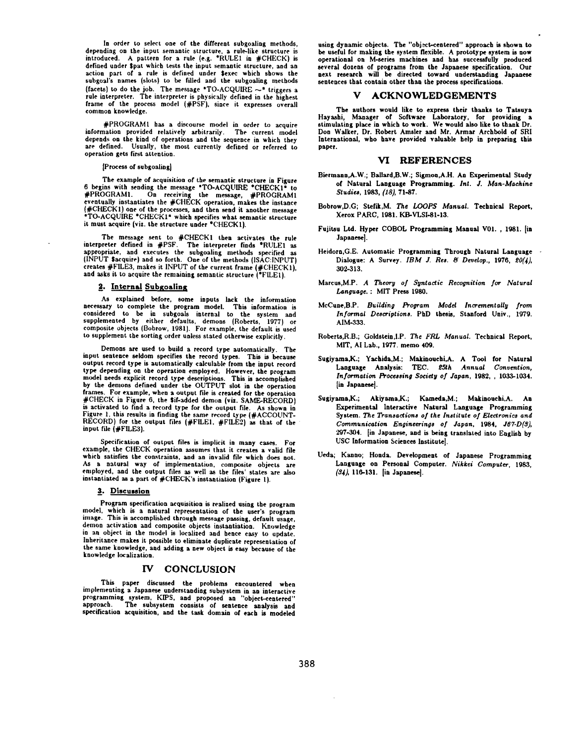In order to select one of the different subgoaling methods, depending on the input semantic structure, a rule-like structure is introduced. A pattern for a rule (e.g. *RULE1 in #CHECK) is defined under $pat which tests the input semantic structure, and an action part of a rule is defined under $exec which shows the subgoal's names (slots) to be filled and the subgoaling methods (facets) to do the job. The message *TO-ACQUIRE ~* triggers a rule interpreter. The interpreter is physically defined in the highest frame of the process model (#PSF), since it expresses overall common knowledge.

#PROGRAM1 has a discourse model in order to acquire information provided relatively arbitrarily. The current model depends on the kind of operations and the sequence in which they are defined. Usually, the most currently defined or referred to operation gets first attention.

[Process of subgoaling]

The example of acquisition of the semantic structure in Figure 6 begins with sending the message *TO-ACQUIRE *CHECK1* to #PROGRAM1. On receiving the message, #PROGRAM1 eventually instantiates the #CHECK operation, makes the instance (#CHECK1) one of the processes, and then send it another message *TO-ACQUIRE *CHECK1* which specifies what semantic structure it must acquire (viz. the structure under *CHECK1).

The message sent to #CHECK1 then activates the rule interpreter defined in #PSF. The interpreter finds *RULE1 as appropriate, and executes the subgoaling methods specified as (INPUT $acquire) and so forth. One of the methods (ISAC:INPUT) creates #FILE3, makes it INPUT of the current frame (#CHECK1), and asks it to acquire the remaining semantic structure (*FILE1).

### 2. Internal Subgoaling

As explained before, some inputs lack the information necessary to complete the program model. This information is considered to be in subgoals internal to the system and supplemented by either defaults, demons (Roberts, 1977) or composite objects (Bobrow, 1981). For example, the default is used to supplement the sorting order unless stated otherwise explicitly.

Demons are used to build a record type automatically. The input sentence seldom specifies the record types. This is because output record type is automatically calculable from the input record type depending on the operation employed. However, the program model needs explicit record type descriptions. This is accomplished by the demons defined under the OUTPUT slot in the operation frames. For example, when a output file is created for the operation #CHECK in Figure 6, the $if-added demon (viz. SAME-RECORD) is activated to find a record type for the output file. As shown in Figure 1, this results in finding the same record type (#ACCOUNT-RECORD) for the output files (#FILE1, #FILE2) as that of the input file (#FILE3).

Specification of output files is implicit in many cases. For example, the CHECK operation assumes that it creates a valid file which satisfies the constraints, and an invalid file which does not. As a natural way of implementation, composite objects are employed, and the output files as well as the files' states are also instantiated as a part of #CHECK's instantiation (Figure 1).

### 3. Discussion

Program specification acquisition is realized using the program model, which is a natural representation of the user's program image. This is accomplished through message passing, default usage, demon activation and composite objects instantiation. Knowledge in an object in the model is localized and hence easy to update. Inheritance makes it possible to eliminate duplicate representation of the same knowledge, and adding a new object is easy because of the knowledge localization.

## IV CONCLUSION

This paper discussed the problems encountered when implementing a Japanese understanding subsystem in an interactive programming system, KIPS, and proposed an "object-centered" approach. The subsystem consists of sentence analysis and specification acquisition, and the task domain of each is modeled using dynamic objects. The "object-centered" approach is shown to be useful for making the system flexible. A prototype system is now operational on M-series machines and has successfully produced several dozens of programs from the Japanese specification. Our next research will be directed toward understanding Japanese sentences that contain other than the process specifications.

## V ACKNOWLEDGEMENTS

The authors would like to express their thanks to Tatsuya Hayashi, Manager of Software Laboratory, for providing a stimulating place in which to work. We would also like to thank Dr. Don Walker, Dr. Robert Amsler and Mr. Armar Archbold of SRI International, who have provided valuable help in preparing this paper.

## VI REFERENCES

Biermann,A.W.; Ballard,B.W.; Sigmon,A.H. An Experimental Study of Natural Language Programming. *Int. J. Man-Machine Studies*, 1983, *(18)*, 71-87.

Bobrow,D.G; Stefik,M. *The LOOPS Manual.* Technical Report, Xerox PARC, 1981. KB-VLSI-81-13.

Fujitsu Ltd. Hyper COBOL Programming Manual V01. , 1981. [in Japanese].

Heidorn,G.E. Automatic Programming Through Natural Language Dialogue: A Survey. *IBM J. Res. & Develop.*, 1976, *20(4)*, 302-313.

Marcus,M.P. *A Theory of Syntactic Recognition for Natural Language.* : MIT Press 1980.

McCune,B.P. *Building Program Model Incrementally from Informal Descriptions.* PhD thesis, Stanford Univ., 1979. AIM-333.

Roberts,R.B.; Goldstein,I.P. *The FRL Manual.* Technical Report, MIT, AI Lab., 1977. memo 409.

Sugiyama,K.; Yachida,M.; Makinouchi,A. A Tool for Natural Language Analysis: TEC. *25th Annual Convention, Information Processing Society of Japan*, 1982, , 1033-1034. [in Japanese].

Sugiyama,K.; Akiyama,K.; Kameda,M.; Makinouchi,A. An Experimental Interactive Natural Language Programming System. *The Transactions of the Institute of Electronics and Communication Engineerings of Japan*, 1984, *J67-D(8)*, 297-304. [in Japanese, and is being translated into English by USC Information Sciences Institute].

Ueda; Kanno; Honda. Development of Japanese Programming Language on Personal Computer. *Nikkei Computer*, 1983, *(34)*, 116-131. [in Japanese].